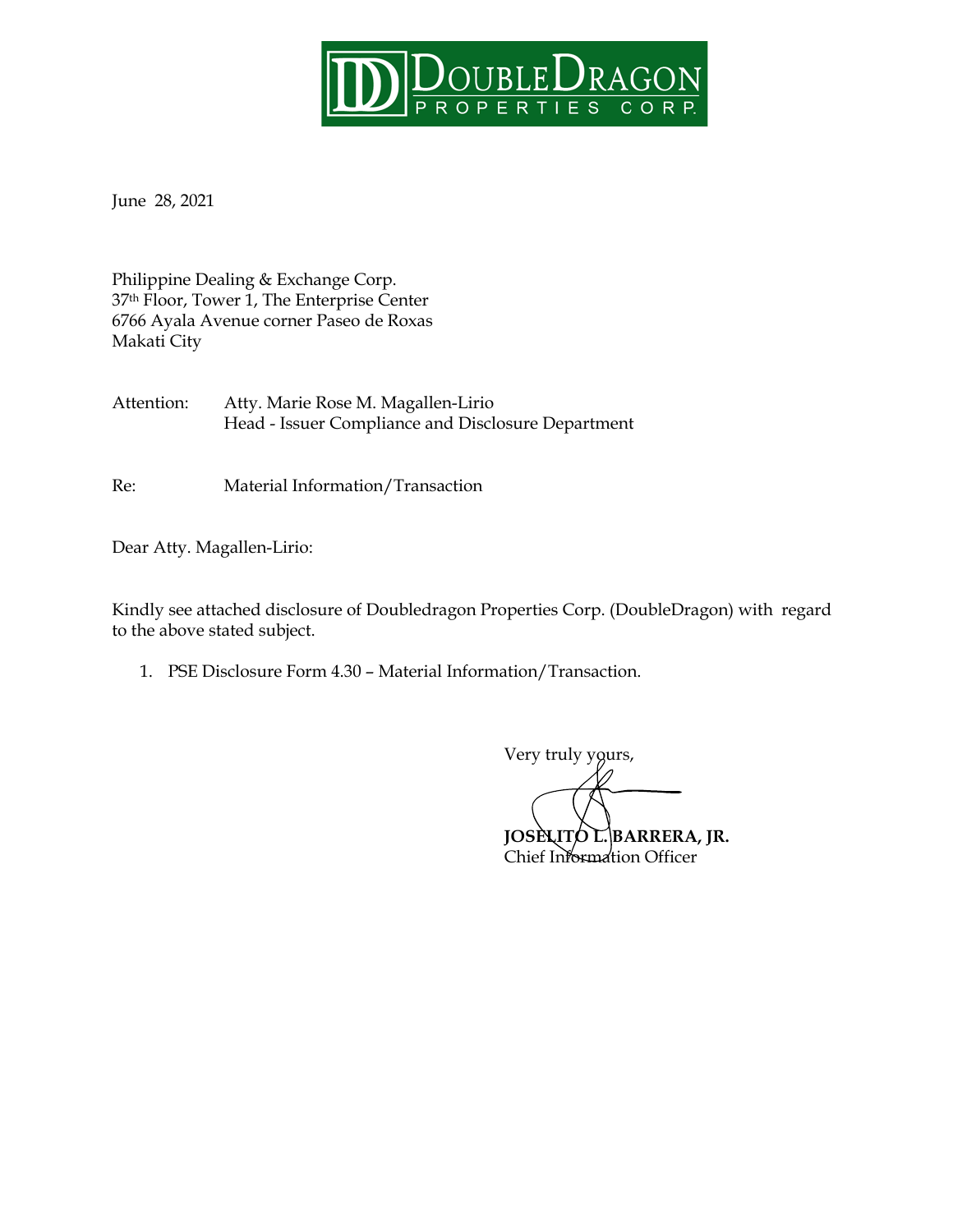DoubleDragon Properties Corp.

June 28, 2021

Philippine Dealing & Exchange Corp.
37th Floor, Tower 1, The Enterprise Center
6766 Ayala Avenue corner Paseo de Roxas
Makati City

Attention: Atty. Marie Rose M. Magallen-Lirio
Head - Issuer Compliance and Disclosure Department

Re: Material Information/Transaction

Dear Atty. Magallen-Lirio:

Kindly see attached disclosure of Doubledragon Properties Corp. (DoubleDragon) with regard to the above stated subject.

1. PSE Disclosure Form 4.30 – Material Information/Transaction.

Very truly yours,

**JOSELITO L. BARRERA, JR.**
Chief Information Officer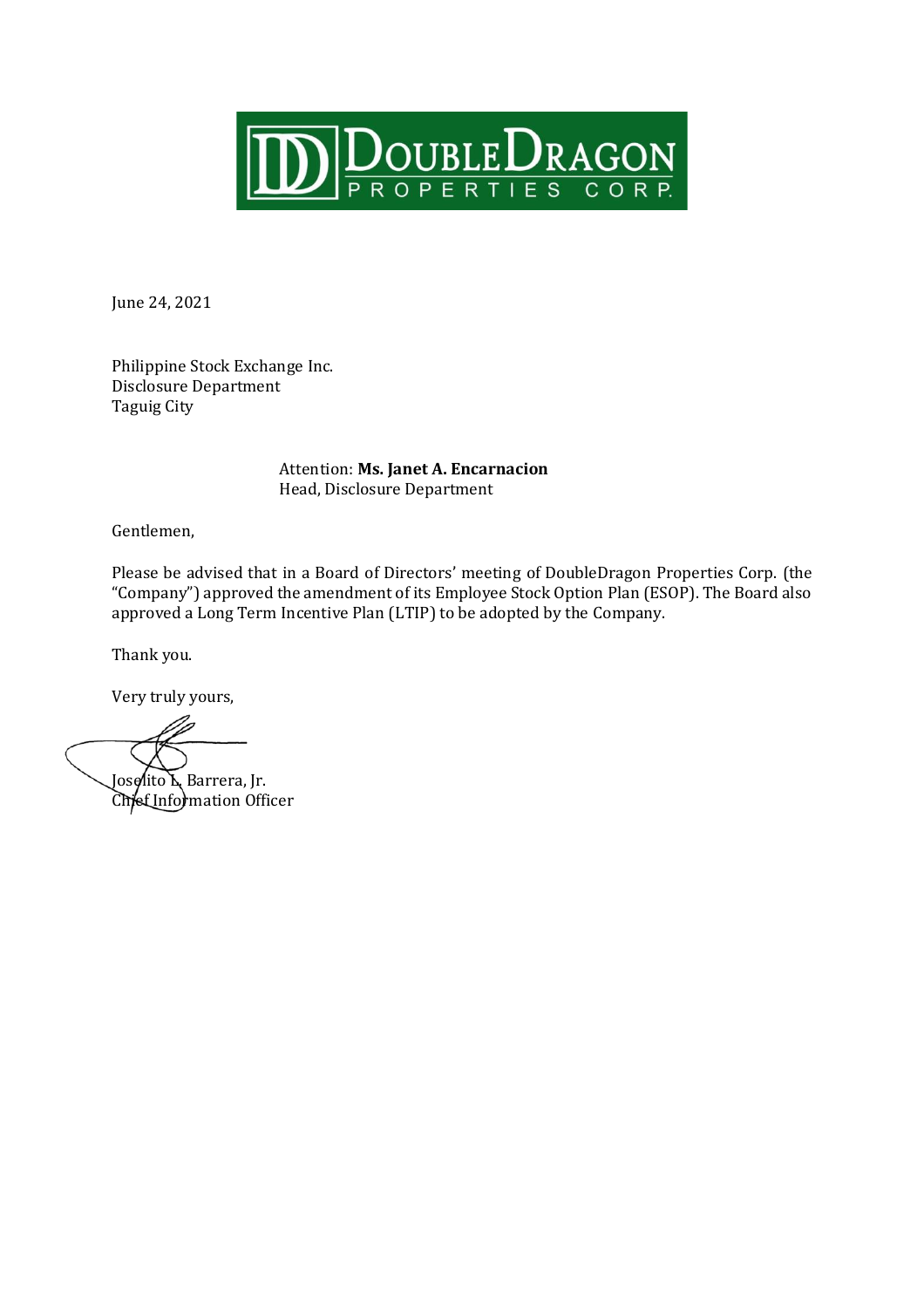DoubleDragon Properties Corp.

June 24, 2021

Philippine Stock Exchange Inc.
Disclosure Department
Taguig City

Attention: **Ms. Janet A. Encarnacion**
Head, Disclosure Department

Gentlemen,

Please be advised that in a Board of Directors' meeting of DoubleDragon Properties Corp. (the "Company") approved the amendment of its Employee Stock Option Plan (ESOP). The Board also approved a Long Term Incentive Plan (LTIP) to be adopted by the Company.

Thank you.

Very truly yours,

Joselito L. Barrera, Jr.
Chief Information Officer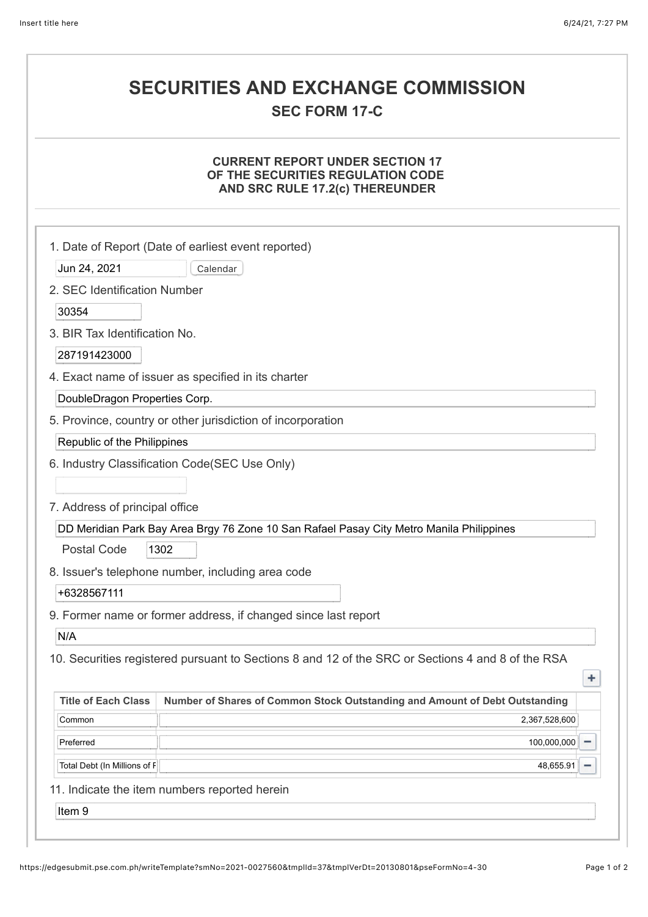# SECURITIES AND EXCHANGE COMMISSION

## SEC FORM 17-C

### CURRENT REPORT UNDER SECTION 17 OF THE SECURITIES REGULATION CODE AND SRC RULE 17.2(c) THEREUNDER

1. Date of Report (Date of earliest event reported)

Jun 24, 2021

2. SEC Identification Number

30354

3. BIR Tax Identification No.

287191423000

4. Exact name of issuer as specified in its charter

DoubleDragon Properties Corp.

5. Province, country or other jurisdiction of incorporation

Republic of the Philippines

6. Industry Classification Code(SEC Use Only)

7. Address of principal office

DD Meridian Park Bay Area Brgy 76 Zone 10 San Rafael Pasay City Metro Manila Philippines

Postal Code 1302

8. Issuer's telephone number, including area code

+6328567111

9. Former name or former address, if changed since last report

N/A

10. Securities registered pursuant to Sections 8 and 12 of the SRC or Sections 4 and 8 of the RSA

| Title of Each Class | Number of Shares of Common Stock Outstanding and Amount of Debt Outstanding |
|---|---|
| Common | 2,367,528,600 |
| Preferred | 100,000,000 |
| Total Debt (In Millions of P | 48,655.91 |

11. Indicate the item numbers reported herein

Item 9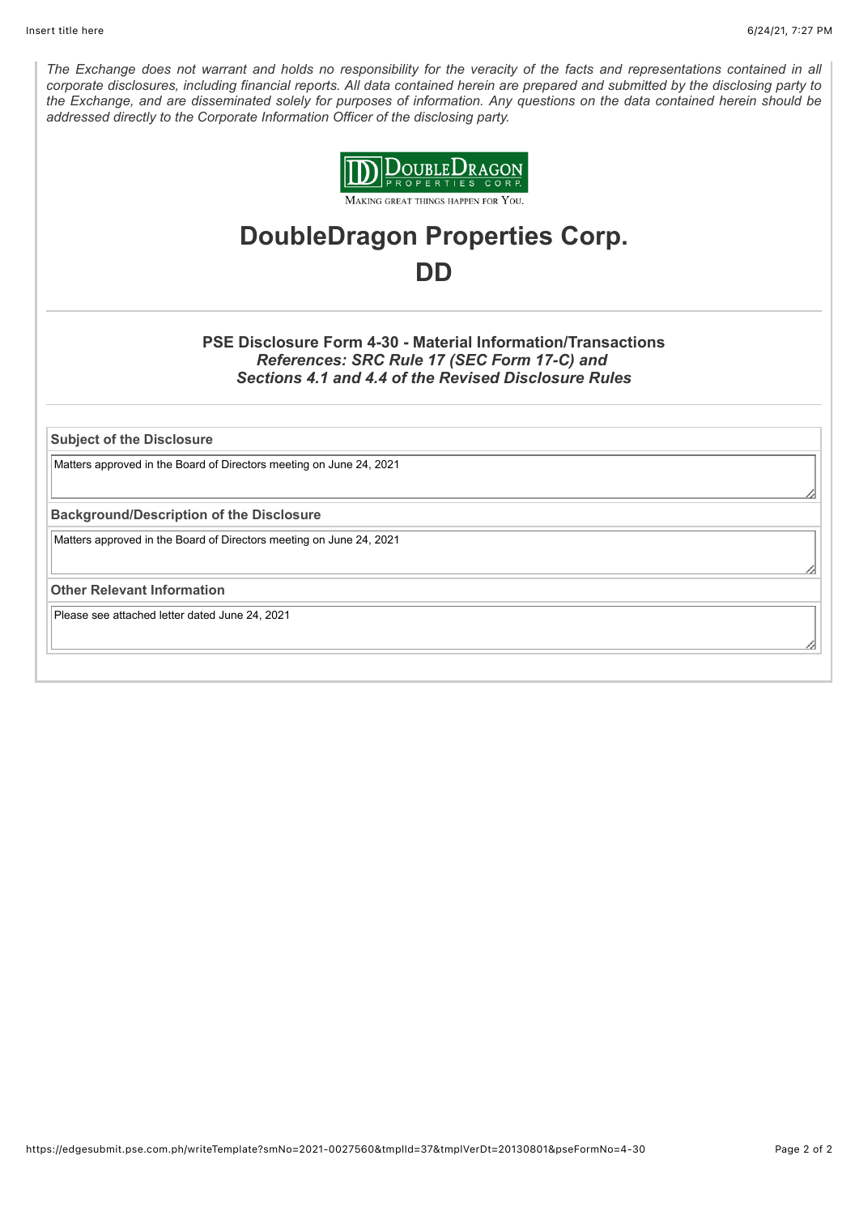*The Exchange does not warrant and holds no responsibility for the veracity of the facts and representations contained in all corporate disclosures, including financial reports. All data contained herein are prepared and submitted by the disclosing party to the Exchange, and are disseminated solely for purposes of information. Any questions on the data contained herein should be addressed directly to the Corporate Information Officer of the disclosing party.*

DOUBLEDRAGON PROPERTIES CORP.
MAKING GREAT THINGS HAPPEN FOR YOU.

# DoubleDragon Properties Corp.

# DD

### PSE Disclosure Form 4-30 - Material Information/Transactions
***References: SRC Rule 17 (SEC Form 17-C) and***
***Sections 4.1 and 4.4 of the Revised Disclosure Rules***

**Subject of the Disclosure**

Matters approved in the Board of Directors meeting on June 24, 2021

**Background/Description of the Disclosure**

Matters approved in the Board of Directors meeting on June 24, 2021

**Other Relevant Information**

Please see attached letter dated June 24, 2021